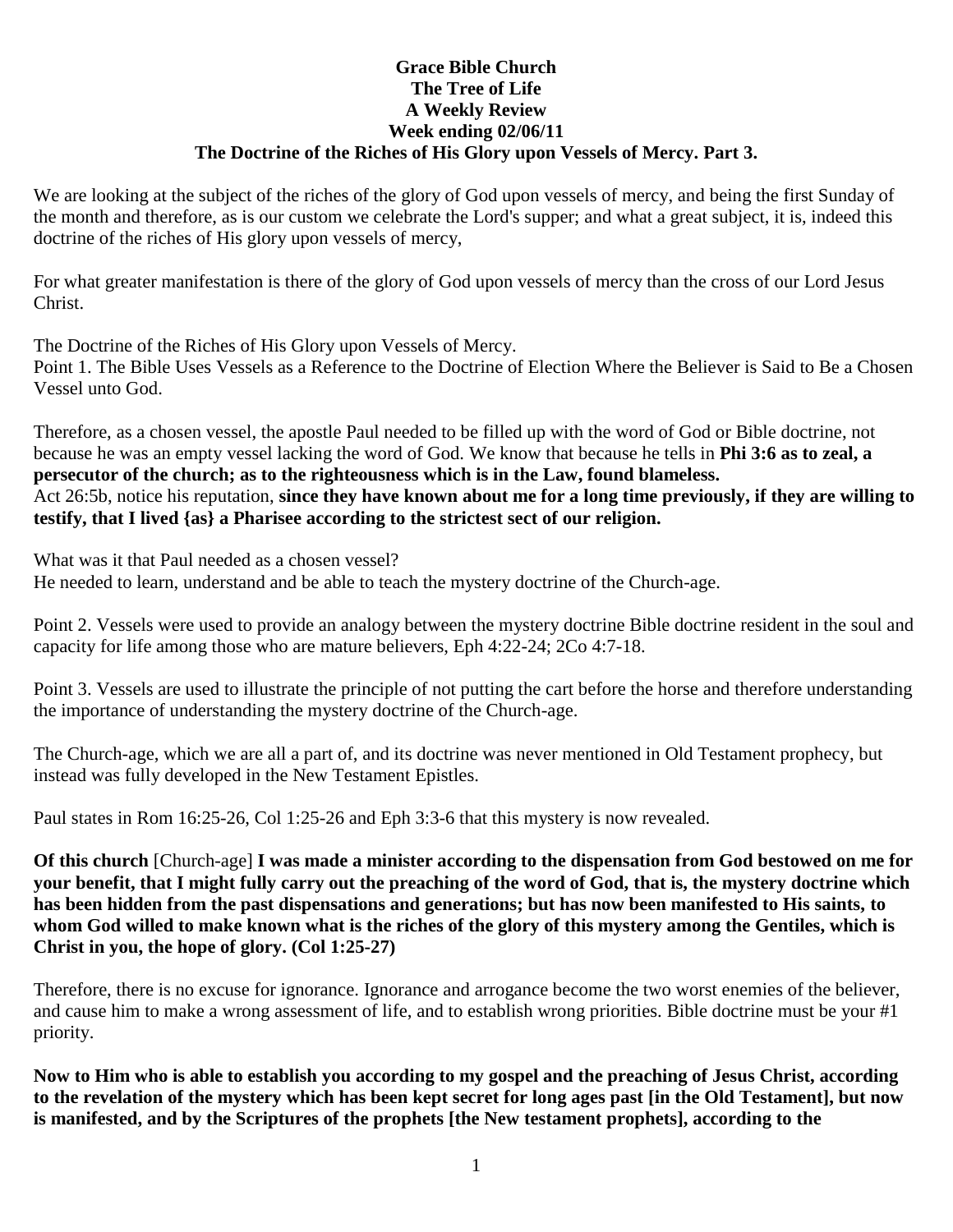**Grace Bible Church**
**The Tree of Life**
**A Weekly Review**
**Week ending 02/06/11**
**The Doctrine of the Riches of His Glory upon Vessels of Mercy. Part 3.**

We are looking at the subject of the riches of the glory of God upon vessels of mercy, and being the first Sunday of the month and therefore, as is our custom we celebrate the Lord's supper; and what a great subject, it is, indeed this doctrine of the riches of His glory upon vessels of mercy,

For what greater manifestation is there of the glory of God upon vessels of mercy than the cross of our Lord Jesus Christ.

The Doctrine of the Riches of His Glory upon Vessels of Mercy.
Point 1. The Bible Uses Vessels as a Reference to the Doctrine of Election Where the Believer is Said to Be a Chosen Vessel unto God.

Therefore, as a chosen vessel, the apostle Paul needed to be filled up with the word of God or Bible doctrine, not because he was an empty vessel lacking the word of God. We know that because he tells in **Phi 3:6 as to zeal, a persecutor of the church; as to the righteousness which is in the Law, found blameless.**
Act 26:5b, notice his reputation, **since they have known about me for a long time previously, if they are willing to testify, that I lived {as} a Pharisee according to the strictest sect of our religion.**

What was it that Paul needed as a chosen vessel?
He needed to learn, understand and be able to teach the mystery doctrine of the Church-age.

Point 2. Vessels were used to provide an analogy between the mystery doctrine Bible doctrine resident in the soul and capacity for life among those who are mature believers, Eph 4:22-24; 2Co 4:7-18.

Point 3. Vessels are used to illustrate the principle of not putting the cart before the horse and therefore understanding the importance of understanding the mystery doctrine of the Church-age.

The Church-age, which we are all a part of, and its doctrine was never mentioned in Old Testament prophecy, but instead was fully developed in the New Testament Epistles.

Paul states in Rom 16:25-26, Col 1:25-26 and Eph 3:3-6 that this mystery is now revealed.

**Of this church** [Church-age] **I was made a minister according to the dispensation from God bestowed on me for your benefit, that I might fully carry out the preaching of the word of God, that is, the mystery doctrine which has been hidden from the past dispensations and generations; but has now been manifested to His saints, to whom God willed to make known what is the riches of the glory of this mystery among the Gentiles, which is Christ in you, the hope of glory. (Col 1:25-27)**

Therefore, there is no excuse for ignorance. Ignorance and arrogance become the two worst enemies of the believer, and cause him to make a wrong assessment of life, and to establish wrong priorities. Bible doctrine must be your #1 priority.

**Now to Him who is able to establish you according to my gospel and the preaching of Jesus Christ, according to the revelation of the mystery which has been kept secret for long ages past [in the Old Testament], but now is manifested, and by the Scriptures of the prophets [the New testament prophets], according to the**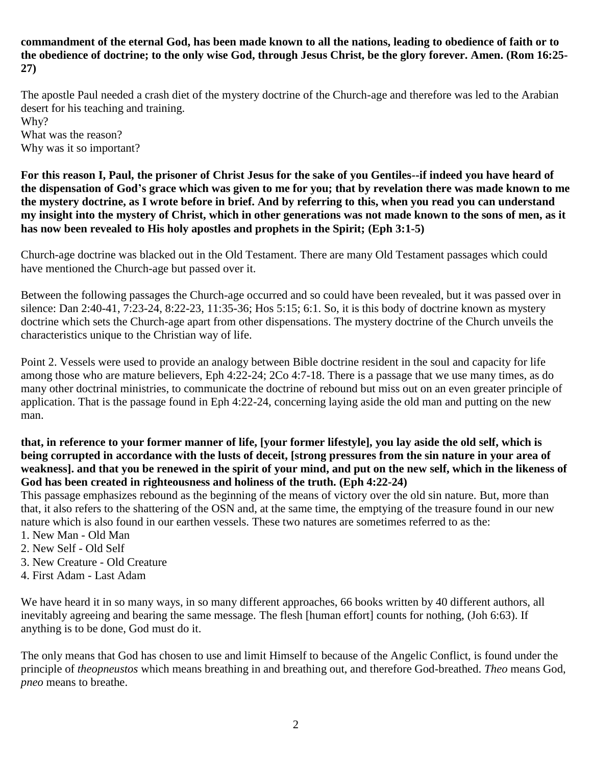**commandment of the eternal God, has been made known to all the nations, leading to obedience of faith or to the obedience of doctrine; to the only wise God, through Jesus Christ, be the glory forever. Amen. (Rom 16:25-27)**

The apostle Paul needed a crash diet of the mystery doctrine of the Church-age and therefore was led to the Arabian desert for his teaching and training.
Why?
What was the reason?
Why was it so important?

**For this reason I, Paul, the prisoner of Christ Jesus for the sake of you Gentiles--if indeed you have heard of the dispensation of God's grace which was given to me for you; that by revelation there was made known to me the mystery doctrine, as I wrote before in brief. And by referring to this, when you read you can understand my insight into the mystery of Christ, which in other generations was not made known to the sons of men, as it has now been revealed to His holy apostles and prophets in the Spirit; (Eph 3:1-5)**

Church-age doctrine was blacked out in the Old Testament. There are many Old Testament passages which could have mentioned the Church-age but passed over it.

Between the following passages the Church-age occurred and so could have been revealed, but it was passed over in silence: Dan 2:40-41, 7:23-24, 8:22-23, 11:35-36; Hos 5:15; 6:1. So, it is this body of doctrine known as mystery doctrine which sets the Church-age apart from other dispensations. The mystery doctrine of the Church unveils the characteristics unique to the Christian way of life.

Point 2. Vessels were used to provide an analogy between Bible doctrine resident in the soul and capacity for life among those who are mature believers, Eph 4:22-24; 2Co 4:7-18. There is a passage that we use many times, as do many other doctrinal ministries, to communicate the doctrine of rebound but miss out on an even greater principle of application. That is the passage found in Eph 4:22-24, concerning laying aside the old man and putting on the new man.

**that, in reference to your former manner of life, [your former lifestyle], you lay aside the old self, which is being corrupted in accordance with the lusts of deceit, [strong pressures from the sin nature in your area of weakness]. and that you be renewed in the spirit of your mind, and put on the new self, which in the likeness of God has been created in righteousness and holiness of the truth. (Eph 4:22-24)**

This passage emphasizes rebound as the beginning of the means of victory over the old sin nature. But, more than that, it also refers to the shattering of the OSN and, at the same time, the emptying of the treasure found in our new nature which is also found in our earthen vessels. These two natures are sometimes referred to as the:

1. New Man - Old Man
2. New Self - Old Self
3. New Creature - Old Creature
4. First Adam - Last Adam

We have heard it in so many ways, in so many different approaches, 66 books written by 40 different authors, all inevitably agreeing and bearing the same message. The flesh [human effort] counts for nothing, (Joh 6:63). If anything is to be done, God must do it.

The only means that God has chosen to use and limit Himself to because of the Angelic Conflict, is found under the principle of *theopneustos* which means breathing in and breathing out, and therefore God-breathed. *Theo* means God, *pneo* means to breathe.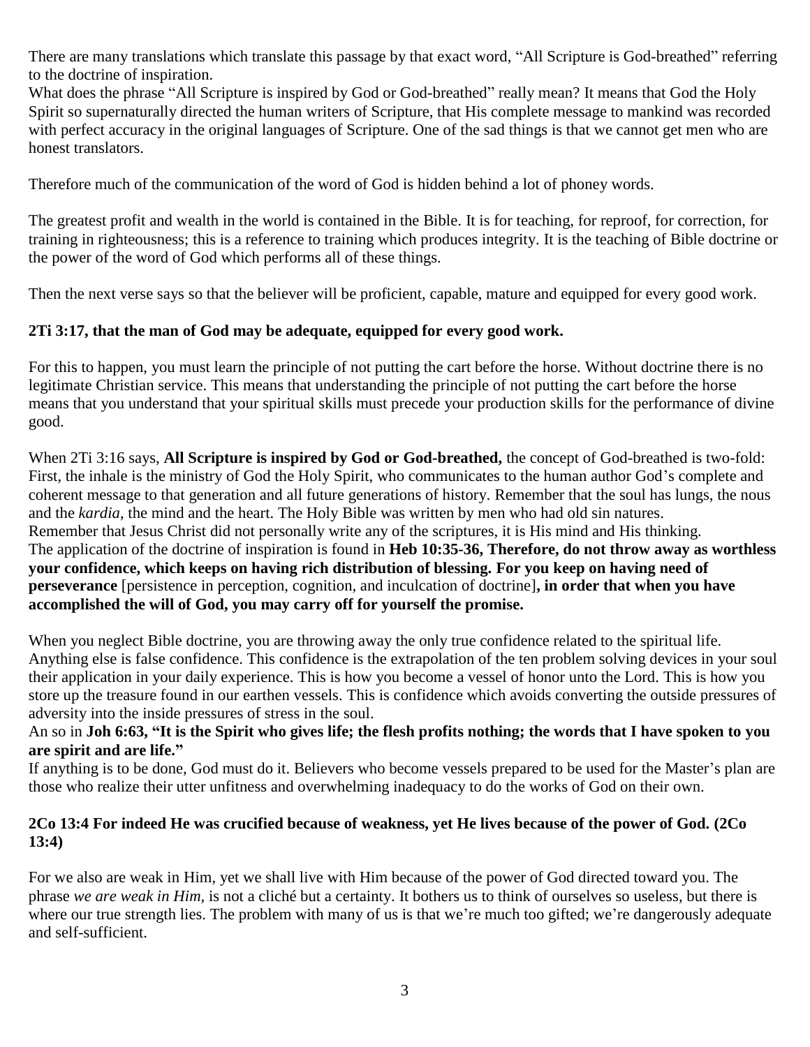There are many translations which translate this passage by that exact word, “All Scripture is God-breathed” referring to the doctrine of inspiration.
What does the phrase “All Scripture is inspired by God or God-breathed” really mean? It means that God the Holy Spirit so supernaturally directed the human writers of Scripture, that His complete message to mankind was recorded with perfect accuracy in the original languages of Scripture. One of the sad things is that we cannot get men who are honest translators.

Therefore much of the communication of the word of God is hidden behind a lot of phoney words.

The greatest profit and wealth in the world is contained in the Bible. It is for teaching, for reproof, for correction, for training in righteousness; this is a reference to training which produces integrity. It is the teaching of Bible doctrine or the power of the word of God which performs all of these things.

Then the next verse says so that the believer will be proficient, capable, mature and equipped for every good work.

**2Ti 3:17, that the man of God may be adequate, equipped for every good work.**

For this to happen, you must learn the principle of not putting the cart before the horse. Without doctrine there is no legitimate Christian service. This means that understanding the principle of not putting the cart before the horse means that you understand that your spiritual skills must precede your production skills for the performance of divine good.

When 2Ti 3:16 says, **All Scripture is inspired by God or God-breathed,** the concept of God-breathed is two-fold: First, the inhale is the ministry of God the Holy Spirit, who communicates to the human author God’s complete and coherent message to that generation and all future generations of history. Remember that the soul has lungs, the nous and the *kardia*, the mind and the heart. The Holy Bible was written by men who had old sin natures.
Remember that Jesus Christ did not personally write any of the scriptures, it is His mind and His thinking.
The application of the doctrine of inspiration is found in **Heb 10:35-36, Therefore, do not throw away as worthless your confidence, which keeps on having rich distribution of blessing. For you keep on having need of perseverance** [persistence in perception, cognition, and inculcation of doctrine]**, in order that when you have accomplished the will of God, you may carry off for yourself the promise.**

When you neglect Bible doctrine, you are throwing away the only true confidence related to the spiritual life. Anything else is false confidence. This confidence is the extrapolation of the ten problem solving devices in your soul their application in your daily experience. This is how you become a vessel of honor unto the Lord. This is how you store up the treasure found in our earthen vessels. This is confidence which avoids converting the outside pressures of adversity into the inside pressures of stress in the soul.
An so in **Joh 6:63, “It is the Spirit who gives life; the flesh profits nothing; the words that I have spoken to you are spirit and are life.”**
If anything is to be done, God must do it. Believers who become vessels prepared to be used for the Master’s plan are those who realize their utter unfitness and overwhelming inadequacy to do the works of God on their own.

**2Co 13:4 For indeed He was crucified because of weakness, yet He lives because of the power of God. (2Co 13:4)**

For we also are weak in Him, yet we shall live with Him because of the power of God directed toward you. The phrase *we are weak in Him,* is not a cliché but a certainty. It bothers us to think of ourselves so useless, but there is where our true strength lies. The problem with many of us is that we’re much too gifted; we’re dangerously adequate and self-sufficient.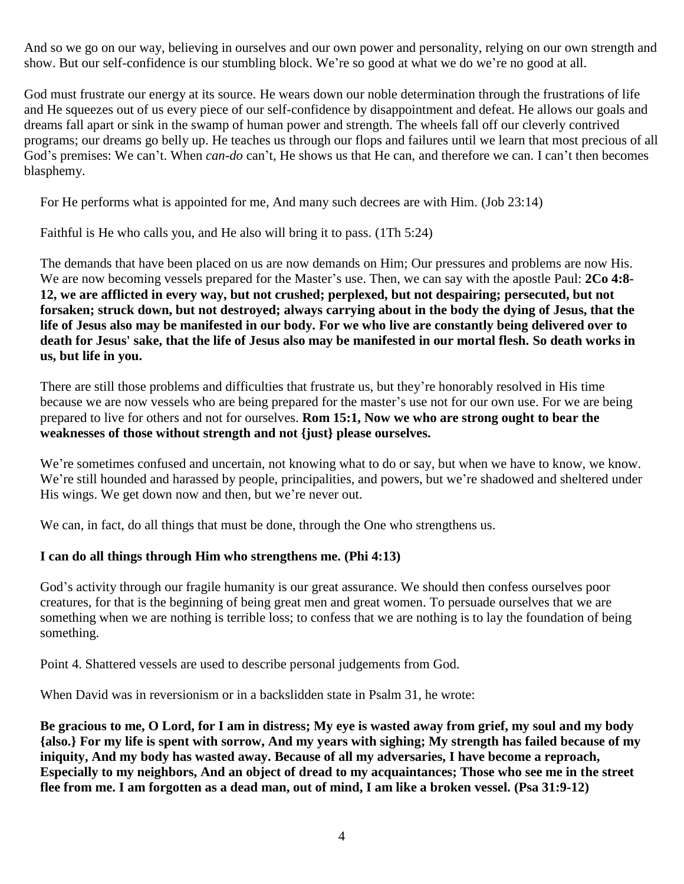And so we go on our way, believing in ourselves and our own power and personality, relying on our own strength and show. But our self-confidence is our stumbling block. We're so good at what we do we're no good at all.

God must frustrate our energy at its source. He wears down our noble determination through the frustrations of life and He squeezes out of us every piece of our self-confidence by disappointment and defeat. He allows our goals and dreams fall apart or sink in the swamp of human power and strength. The wheels fall off our cleverly contrived programs; our dreams go belly up. He teaches us through our flops and failures until we learn that most precious of all God's premises: We can't. When *can-do* can't, He shows us that He can, and therefore we can. I can't then becomes blasphemy.

For He performs what is appointed for me, And many such decrees are with Him. (Job 23:14)

Faithful is He who calls you, and He also will bring it to pass. (1Th 5:24)

The demands that have been placed on us are now demands on Him; Our pressures and problems are now His. We are now becoming vessels prepared for the Master's use. Then, we can say with the apostle Paul: **2Co 4:8-12, we are afflicted in every way, but not crushed; perplexed, but not despairing; persecuted, but not forsaken; struck down, but not destroyed; always carrying about in the body the dying of Jesus, that the life of Jesus also may be manifested in our body. For we who live are constantly being delivered over to death for Jesus' sake, that the life of Jesus also may be manifested in our mortal flesh. So death works in us, but life in you.**

There are still those problems and difficulties that frustrate us, but they're honorably resolved in His time because we are now vessels who are being prepared for the master's use not for our own use. For we are being prepared to live for others and not for ourselves. **Rom 15:1, Now we who are strong ought to bear the weaknesses of those without strength and not {just} please ourselves.**

We're sometimes confused and uncertain, not knowing what to do or say, but when we have to know, we know. We're still hounded and harassed by people, principalities, and powers, but we're shadowed and sheltered under His wings. We get down now and then, but we're never out.

We can, in fact, do all things that must be done, through the One who strengthens us.

**I can do all things through Him who strengthens me. (Phi 4:13)**

God's activity through our fragile humanity is our great assurance. We should then confess ourselves poor creatures, for that is the beginning of being great men and great women. To persuade ourselves that we are something when we are nothing is terrible loss; to confess that we are nothing is to lay the foundation of being something.

Point 4. Shattered vessels are used to describe personal judgements from God.

When David was in reversionism or in a backslidden state in Psalm 31, he wrote:

**Be gracious to me, O Lord, for I am in distress; My eye is wasted away from grief, my soul and my body {also.} For my life is spent with sorrow, And my years with sighing; My strength has failed because of my iniquity, And my body has wasted away. Because of all my adversaries, I have become a reproach, Especially to my neighbors, And an object of dread to my acquaintances; Those who see me in the street flee from me. I am forgotten as a dead man, out of mind, I am like a broken vessel. (Psa 31:9-12)**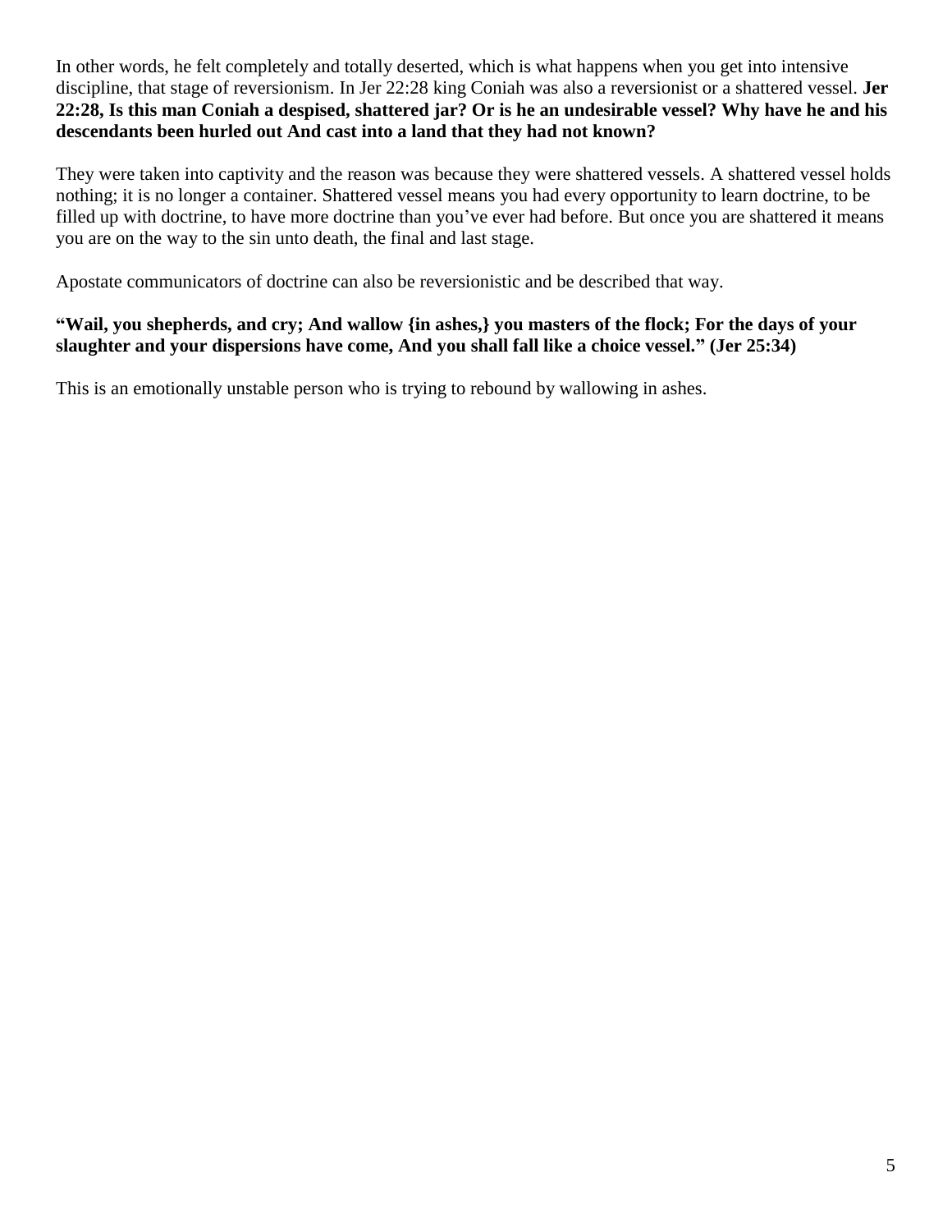In other words, he felt completely and totally deserted, which is what happens when you get into intensive discipline, that stage of reversionism. In Jer 22:28 king Coniah was also a reversionist or a shattered vessel. **Jer 22:28, Is this man Coniah a despised, shattered jar? Or is he an undesirable vessel? Why have he and his descendants been hurled out And cast into a land that they had not known?**

They were taken into captivity and the reason was because they were shattered vessels. A shattered vessel holds nothing; it is no longer a container. Shattered vessel means you had every opportunity to learn doctrine, to be filled up with doctrine, to have more doctrine than you've ever had before. But once you are shattered it means you are on the way to the sin unto death, the final and last stage.

Apostate communicators of doctrine can also be reversionistic and be described that way.

**"Wail, you shepherds, and cry; And wallow {in ashes,} you masters of the flock; For the days of your slaughter and your dispersions have come, And you shall fall like a choice vessel." (Jer 25:34)**

This is an emotionally unstable person who is trying to rebound by wallowing in ashes.